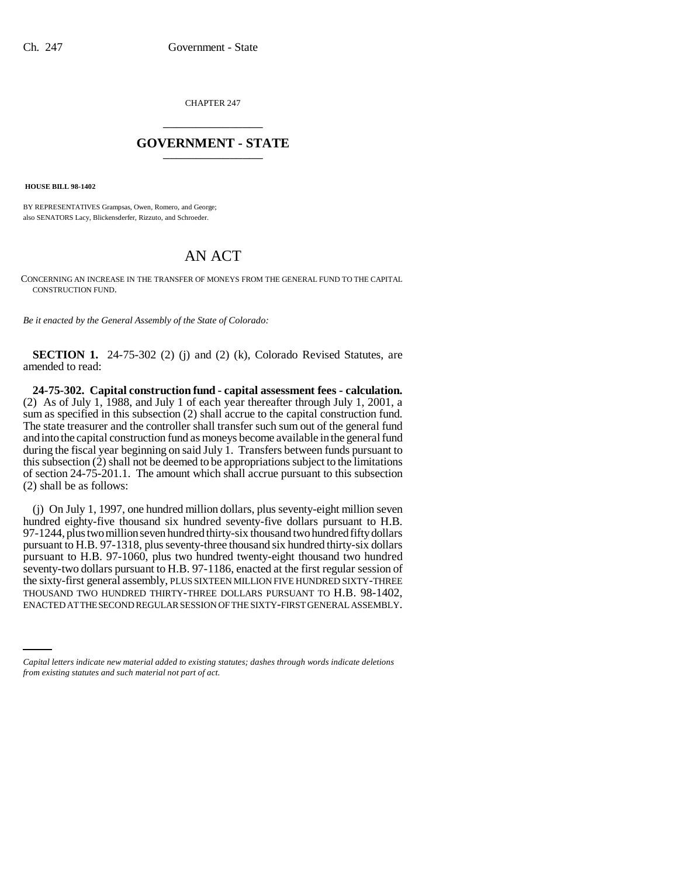CHAPTER 247

# GOVERNMENT - STATE

**HOUSE BILL 98-1402**

BY REPRESENTATIVES Grampsas, Owen, Romero, and George;
also SENATORS Lacy, Blickensderfer, Rizzuto, and Schroeder.

# AN ACT

CONCERNING AN INCREASE IN THE TRANSFER OF MONEYS FROM THE GENERAL FUND TO THE CAPITAL CONSTRUCTION FUND.

*Be it enacted by the General Assembly of the State of Colorado:*

**SECTION 1.** 24-75-302 (2) (j) and (2) (k), Colorado Revised Statutes, are amended to read:

**24-75-302. Capital construction fund - capital assessment fees - calculation.** (2) As of July 1, 1988, and July 1 of each year thereafter through July 1, 2001, a sum as specified in this subsection (2) shall accrue to the capital construction fund. The state treasurer and the controller shall transfer such sum out of the general fund and into the capital construction fund as moneys become available in the general fund during the fiscal year beginning on said July 1. Transfers between funds pursuant to this subsection (2) shall not be deemed to be appropriations subject to the limitations of section 24-75-201.1. The amount which shall accrue pursuant to this subsection (2) shall be as follows:

(j) On July 1, 1997, one hundred million dollars, plus seventy-eight million seven hundred eighty-five thousand six hundred seventy-five dollars pursuant to H.B. 97-1244, plus two million seven hundred thirty-six thousand two hundred fifty dollars pursuant to H.B. 97-1318, plus seventy-three thousand six hundred thirty-six dollars pursuant to H.B. 97-1060, plus two hundred twenty-eight thousand two hundred seventy-two dollars pursuant to H.B. 97-1186, enacted at the first regular session of the sixty-first general assembly, PLUS SIXTEEN MILLION FIVE HUNDRED SIXTY-THREE THOUSAND TWO HUNDRED THIRTY-THREE DOLLARS PURSUANT TO H.B. 98-1402, ENACTED AT THE SECOND REGULAR SESSION OF THE SIXTY-FIRST GENERAL ASSEMBLY.

*Capital letters indicate new material added to existing statutes; dashes through words indicate deletions from existing statutes and such material not part of act.*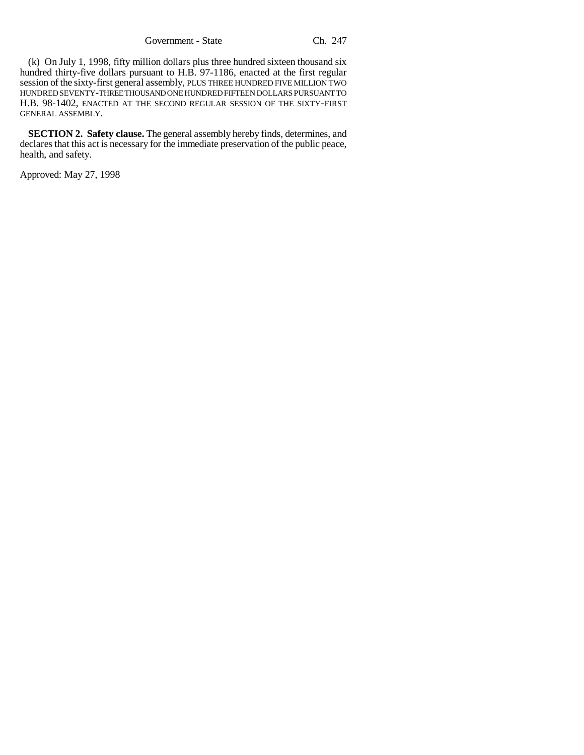(k) On July 1, 1998, fifty million dollars plus three hundred sixteen thousand six hundred thirty-five dollars pursuant to H.B. 97-1186, enacted at the first regular session of the sixty-first general assembly, PLUS THREE HUNDRED FIVE MILLION TWO HUNDRED SEVENTY-THREE THOUSAND ONE HUNDRED FIFTEEN DOLLARS PURSUANT TO H.B. 98-1402, ENACTED AT THE SECOND REGULAR SESSION OF THE SIXTY-FIRST GENERAL ASSEMBLY.

**SECTION 2. Safety clause.** The general assembly hereby finds, determines, and declares that this act is necessary for the immediate preservation of the public peace, health, and safety.

Approved: May 27, 1998